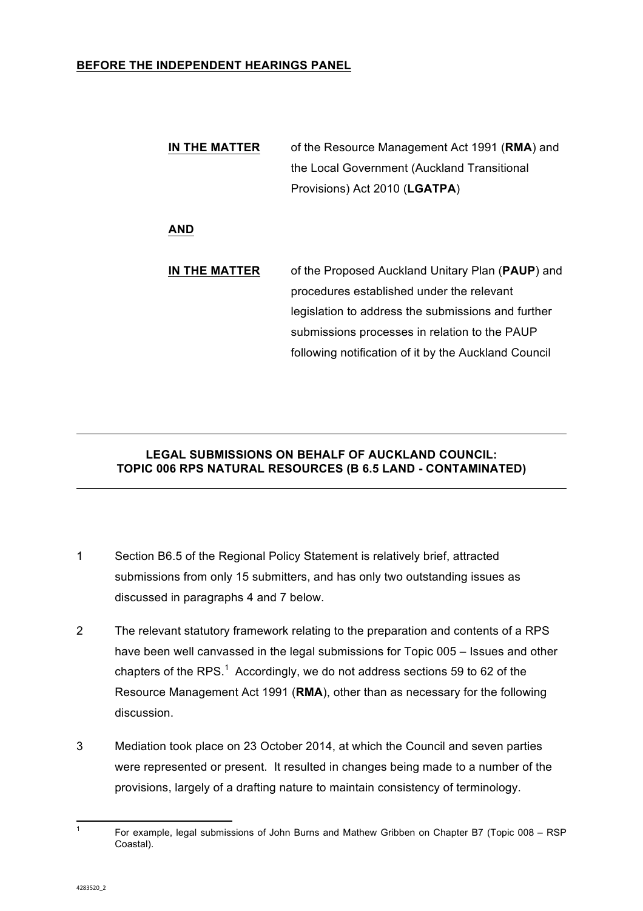**BEFORE THE INDEPENDENT HEARINGS PANEL**

**IN THE MATTER** of the Resource Management Act 1991 (**RMA**) and the Local Government (Auckland Transitional Provisions) Act 2010 (**LGATPA**)

**AND**

**IN THE MATTER** of the Proposed Auckland Unitary Plan (**PAUP**) and procedures established under the relevant legislation to address the submissions and further submissions processes in relation to the PAUP following notification of it by the Auckland Council

---

**LEGAL SUBMISSIONS ON BEHALF OF AUCKLAND COUNCIL: TOPIC 006 RPS NATURAL RESOURCES (B 6.5 LAND - CONTAMINATED)**

---

1. Section B6.5 of the Regional Policy Statement is relatively brief, attracted submissions from only 15 submitters, and has only two outstanding issues as discussed in paragraphs 4 and 7 below.

2. The relevant statutory framework relating to the preparation and contents of a RPS have been well canvassed in the legal submissions for Topic 005 – Issues and other chapters of the RPS.[1] Accordingly, we do not address sections 59 to 62 of the Resource Management Act 1991 (**RMA**), other than as necessary for the following discussion.

3. Mediation took place on 23 October 2014, at which the Council and seven parties were represented or present. It resulted in changes being made to a number of the provisions, largely of a drafting nature to maintain consistency of terminology.

---

[1] For example, legal submissions of John Burns and Mathew Gribben on Chapter B7 (Topic 008 – RSP Coastal).

4283520_2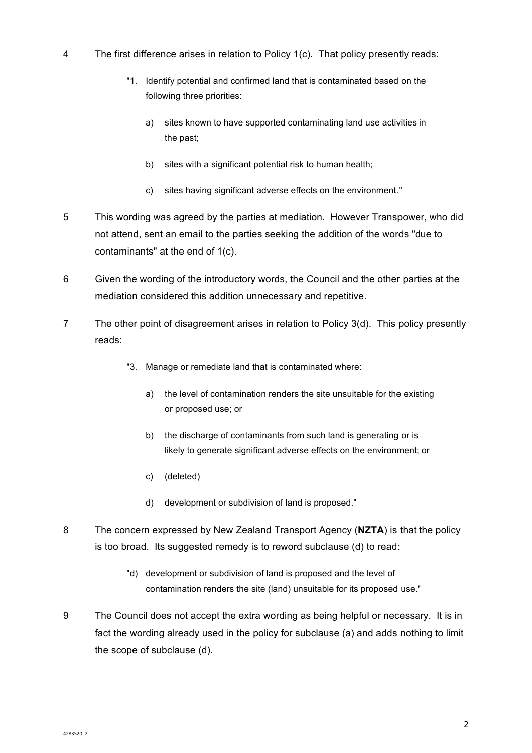4 The first difference arises in relation to Policy 1(c). That policy presently reads:

> "1. Identify potential and confirmed land that is contaminated based on the following three priorities:
>
> a) sites known to have supported contaminating land use activities in the past;
>
> b) sites with a significant potential risk to human health;
>
> c) sites having significant adverse effects on the environment."

5 This wording was agreed by the parties at mediation. However Transpower, who did not attend, sent an email to the parties seeking the addition of the words "due to contaminants" at the end of 1(c).

6 Given the wording of the introductory words, the Council and the other parties at the mediation considered this addition unnecessary and repetitive.

7 The other point of disagreement arises in relation to Policy 3(d). This policy presently reads:

> "3. Manage or remediate land that is contaminated where:
>
> a) the level of contamination renders the site unsuitable for the existing or proposed use; or
>
> b) the discharge of contaminants from such land is generating or is likely to generate significant adverse effects on the environment; or
>
> c) (deleted)
>
> d) development or subdivision of land is proposed."

8 The concern expressed by New Zealand Transport Agency (**NZTA**) is that the policy is too broad. Its suggested remedy is to reword subclause (d) to read:

> "d) development or subdivision of land is proposed and the level of contamination renders the site (land) unsuitable for its proposed use."

9 The Council does not accept the extra wording as being helpful or necessary. It is in fact the wording already used in the policy for subclause (a) and adds nothing to limit the scope of subclause (d).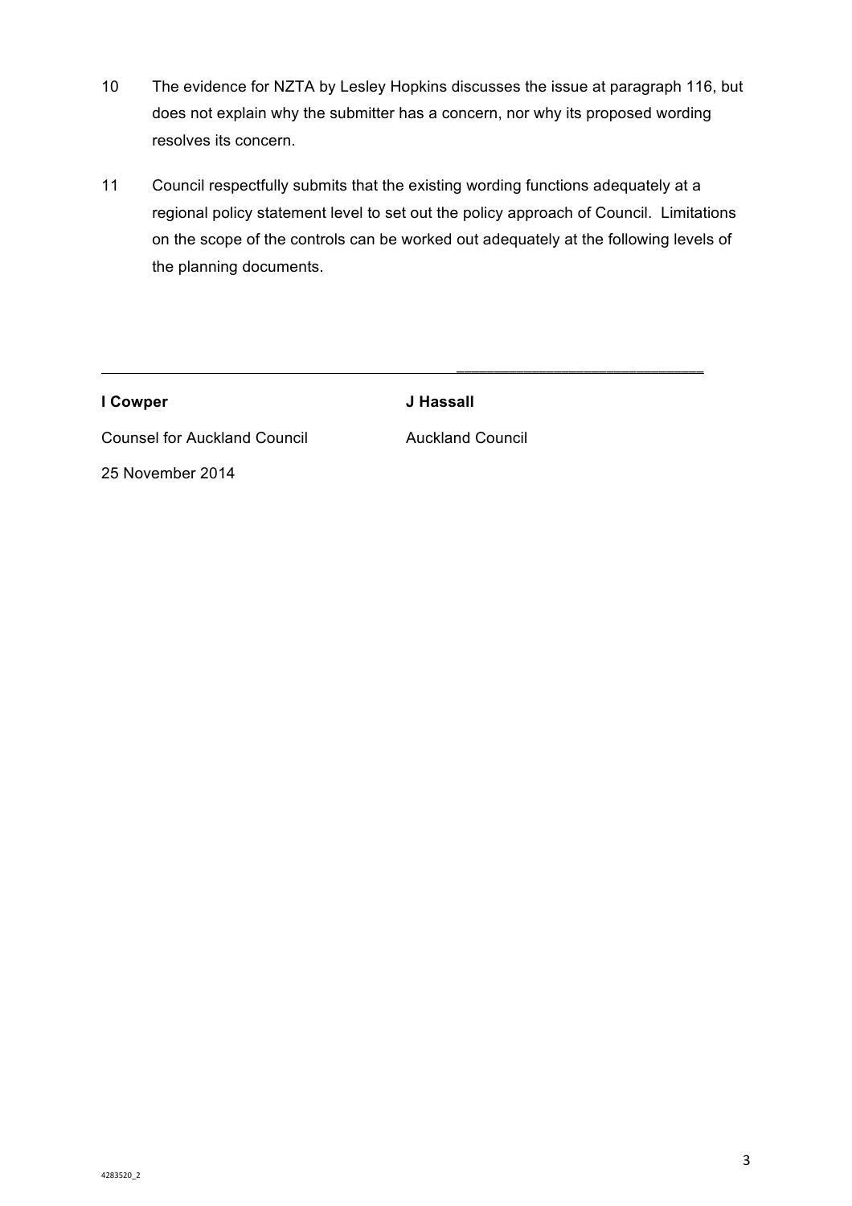10 The evidence for NZTA by Lesley Hopkins discusses the issue at paragraph 116, but does not explain why the submitter has a concern, nor why its proposed wording resolves its concern.

11 Council respectfully submits that the existing wording functions adequately at a regional policy statement level to set out the policy approach of Council. Limitations on the scope of the controls can be worked out adequately at the following levels of the planning documents.

| | |
|---|---|
| **I Cowper** | **J Hassall** |
| Counsel for Auckland Council | Auckland Council |
| 25 November 2014 | |

4283520_2